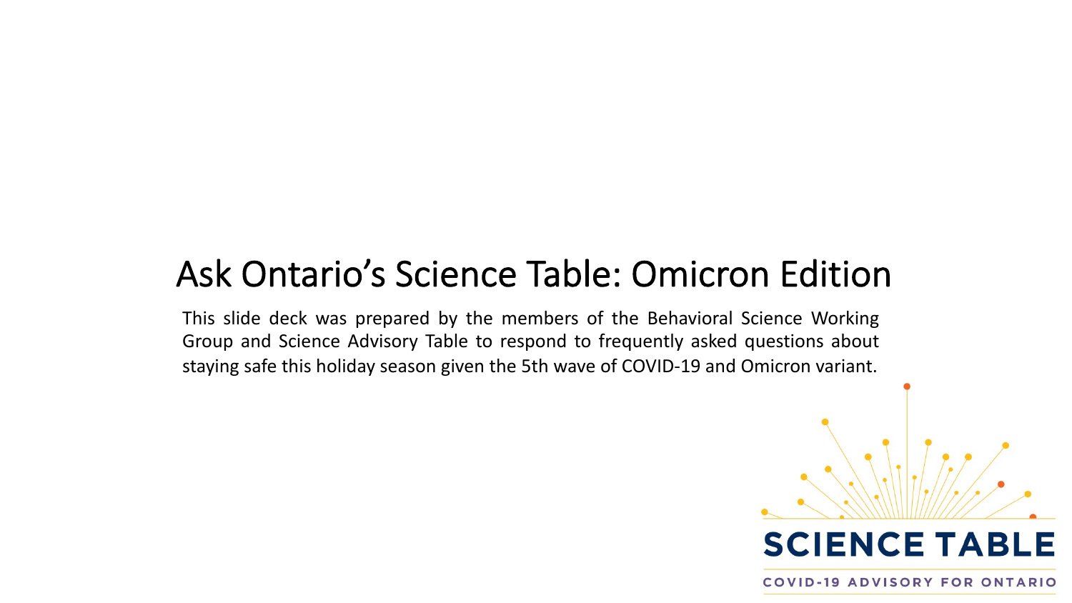# Ask Ontario's Science Table: Omicron Edition

This slide deck was prepared by the members of the Behavioral Science Working Group and Science Advisory Table to respond to frequently asked questions about staying safe this holiday season given the 5th wave of COVID-19 and Omicron variant.

SCIENCE TABLE

COVID-19 ADVISORY FOR ONTARIO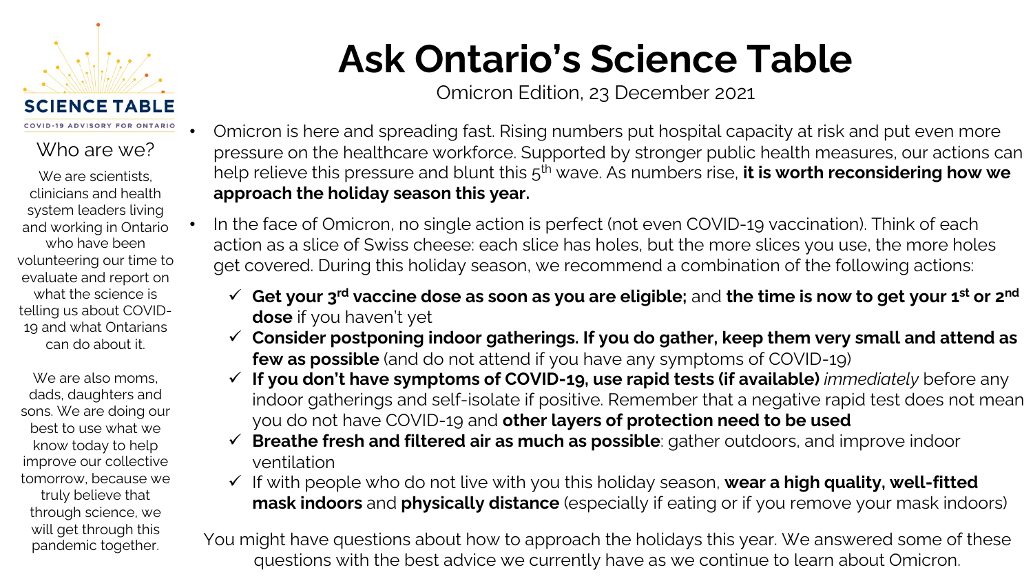# Ask Ontario's Science Table

Omicron Edition, 23 December 2021

**SCIENCE TABLE**

COVID-19 ADVISORY FOR ONTARIO

## Who are we?

We are scientists, clinicians and health system leaders living and working in Ontario who have been volunteering our time to evaluate and report on what the science is telling us about COVID-19 and what Ontarians can do about it.

We are also moms, dads, daughters and sons. We are doing our best to use what we know today to help improve our collective tomorrow, because we truly believe that through science, we will get through this pandemic together.

- Omicron is here and spreading fast. Rising numbers put hospital capacity at risk and put even more pressure on the healthcare workforce. Supported by stronger public health measures, our actions can help relieve this pressure and blunt this 5th wave. As numbers rise, **it is worth reconsidering how we approach the holiday season this year.**
- In the face of Omicron, no single action is perfect (not even COVID-19 vaccination). Think of each action as a slice of Swiss cheese: each slice has holes, but the more slices you use, the more holes get covered. During this holiday season, we recommend a combination of the following actions:
  - ✓ **Get your 3rd vaccine dose as soon as you are eligible;** and **the time is now to get your 1st or 2nd dose** if you haven't yet
  - ✓ **Consider postponing indoor gatherings. If you do gather, keep them very small and attend as few as possible** (and do not attend if you have any symptoms of COVID-19)
  - ✓ **If you don't have symptoms of COVID-19, use rapid tests (if available)** *immediately* before any indoor gatherings and self-isolate if positive. Remember that a negative rapid test does not mean you do not have COVID-19 and **other layers of protection need to be used**
  - ✓ **Breathe fresh and filtered air as much as possible**: gather outdoors, and improve indoor ventilation
  - ✓ If with people who do not live with you this holiday season, **wear a high quality, well-fitted mask indoors** and **physically distance** (especially if eating or if you remove your mask indoors)

You might have questions about how to approach the holidays this year. We answered some of these questions with the best advice we currently have as we continue to learn about Omicron.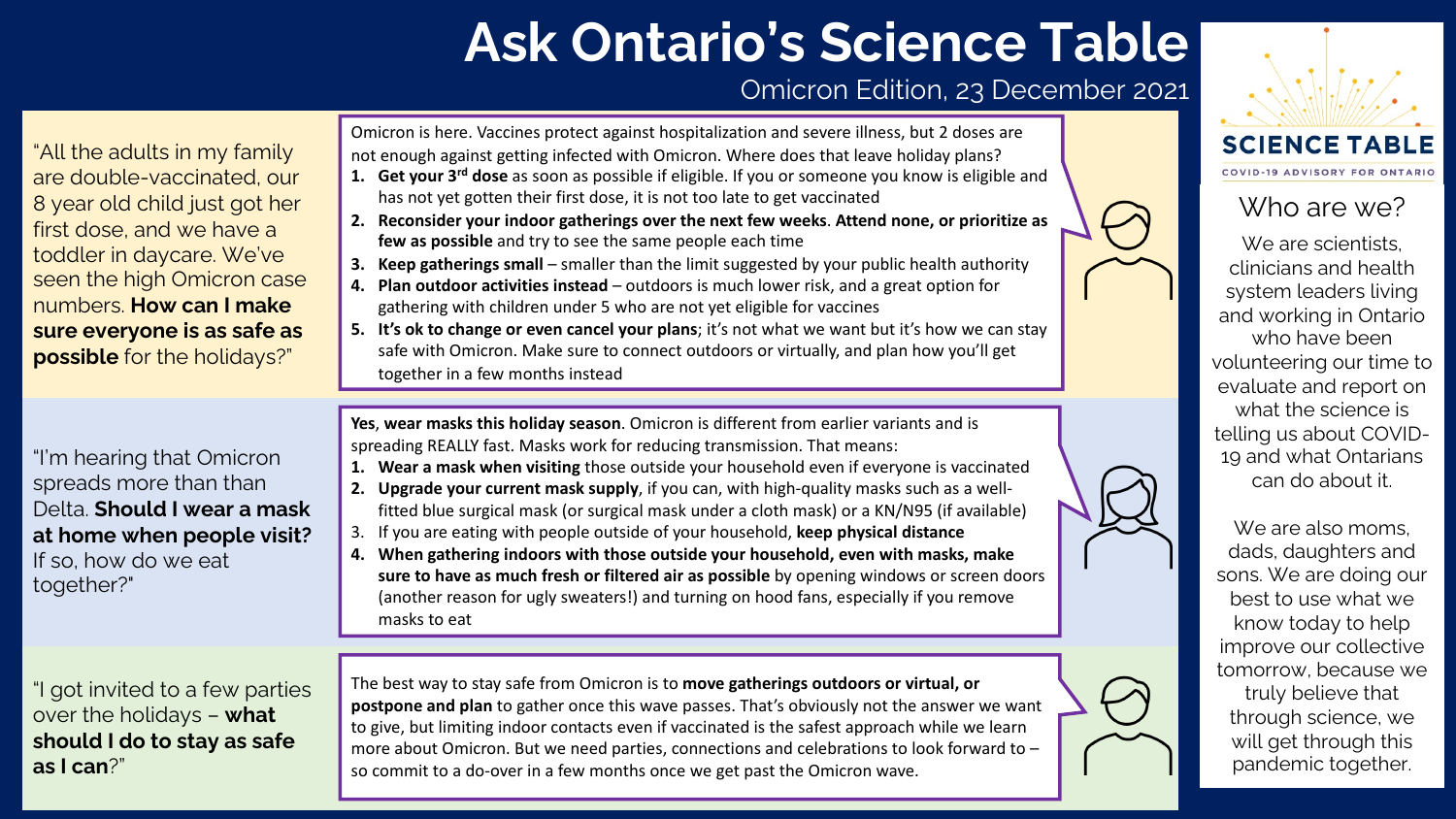# Ask Ontario's Science Table

Omicron Edition, 23 December 2021

"All the adults in my family are double-vaccinated, our 8 year old child just got her first dose, and we have a toddler in daycare. We've seen the high Omicron case numbers. **How can I make sure everyone is as safe as possible** for the holidays?"

Omicron is here. Vaccines protect against hospitalization and severe illness, but 2 doses are not enough against getting infected with Omicron. Where does that leave holiday plans?

1. **Get your 3rd dose** as soon as possible if eligible. If you or someone you know is eligible and has not yet gotten their first dose, it is not too late to get vaccinated
2. **Reconsider your indoor gatherings over the next few weeks**. **Attend none, or prioritize as few as possible** and try to see the same people each time
3. **Keep gatherings small** – smaller than the limit suggested by your public health authority
4. **Plan outdoor activities instead** – outdoors is much lower risk, and a great option for gathering with children under 5 who are not yet eligible for vaccines
5. **It's ok to change or even cancel your plans**; it's not what we want but it's how we can stay safe with Omicron. Make sure to connect outdoors or virtually, and plan how you'll get together in a few months instead

"I'm hearing that Omicron spreads more than than Delta. **Should I wear a mask at home when people visit?** If so, how do we eat together?"

**Yes**, **wear masks this holiday season**. Omicron is different from earlier variants and is spreading REALLY fast. Masks work for reducing transmission. That means:

1. **Wear a mask when visiting** those outside your household even if everyone is vaccinated
2. **Upgrade your current mask supply**, if you can, with high-quality masks such as a well-fitted blue surgical mask (or surgical mask under a cloth mask) or a KN/N95 (if available)
3. If you are eating with people outside of your household, **keep physical distance**
4. **When gathering indoors with those outside your household, even with masks, make sure to have as much fresh or filtered air as possible** by opening windows or screen doors (another reason for ugly sweaters!) and turning on hood fans, especially if you remove masks to eat

"I got invited to a few parties over the holidays – **what should I do to stay as safe as I can**?"

The best way to stay safe from Omicron is to **move gatherings outdoors or virtual, or postpone and plan** to gather once this wave passes. That's obviously not the answer we want to give, but limiting indoor contacts even if vaccinated is the safest approach while we learn more about Omicron. But we need parties, connections and celebrations to look forward to – so commit to a do-over in a few months once we get past the Omicron wave.

**SCIENCE TABLE**

COVID-19 ADVISORY FOR ONTARIO

## Who are we?

We are scientists, clinicians and health system leaders living and working in Ontario who have been volunteering our time to evaluate and report on what the science is telling us about COVID-19 and what Ontarians can do about it.

We are also moms, dads, daughters and sons. We are doing our best to use what we know today to help improve our collective tomorrow, because we truly believe that through science, we will get through this pandemic together.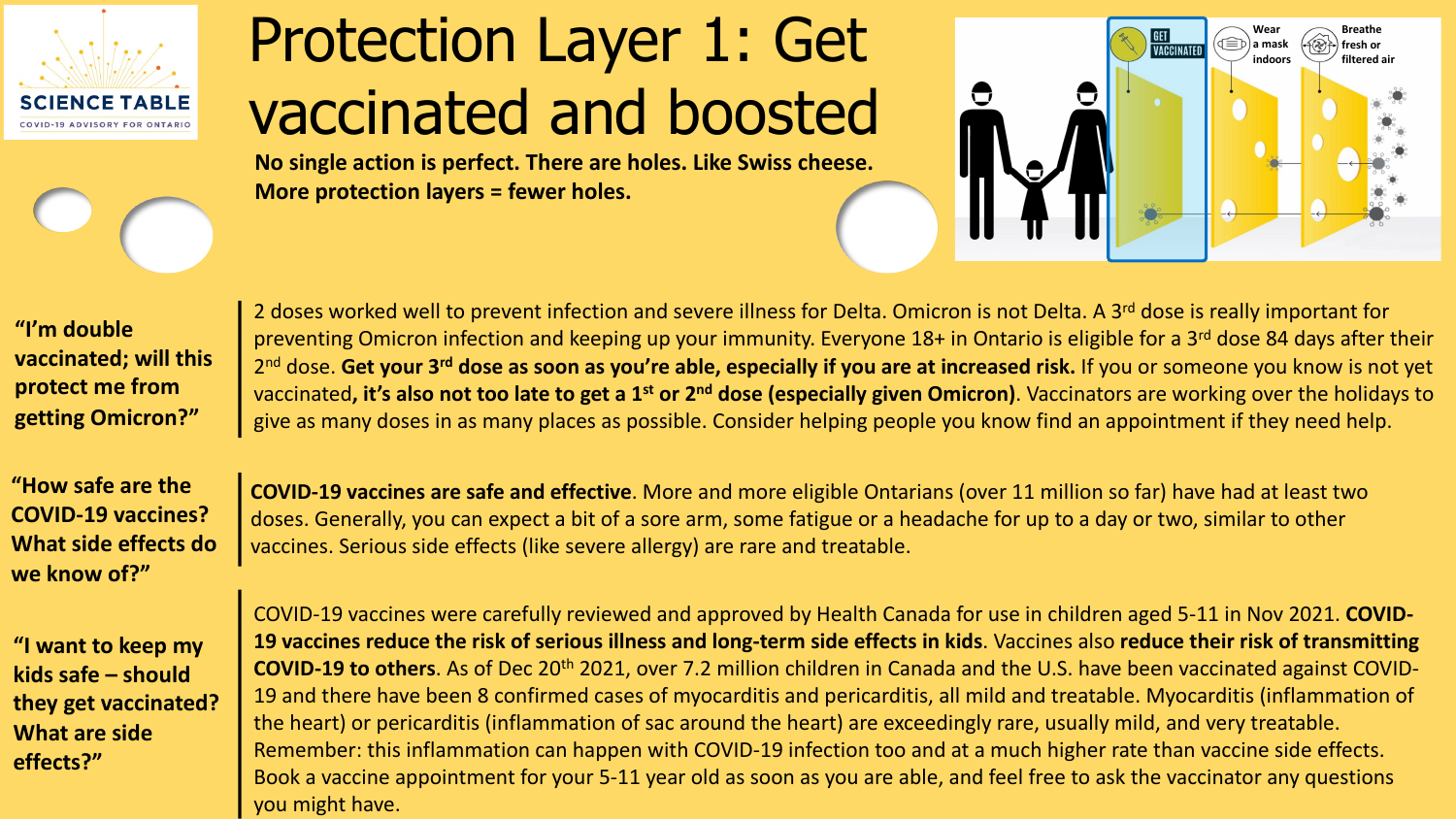# Protection Layer 1: Get vaccinated and boosted

**No single action is perfect. There are holes. Like Swiss cheese. More protection layers = fewer holes.**

**"I'm double vaccinated; will this protect me from getting Omicron?"**

2 doses worked well to prevent infection and severe illness for Delta. Omicron is not Delta. A 3rd dose is really important for preventing Omicron infection and keeping up your immunity. Everyone 18+ in Ontario is eligible for a 3rd dose 84 days after their 2nd dose. **Get your 3rd dose as soon as you're able, especially if you are at increased risk.** If you or someone you know is not yet vaccinated**, it's also not too late to get a 1st or 2nd dose (especially given Omicron)**. Vaccinators are working over the holidays to give as many doses in as many places as possible. Consider helping people you know find an appointment if they need help.

**"How safe are the COVID-19 vaccines? What side effects do we know of?"**

**COVID-19 vaccines are safe and effective**. More and more eligible Ontarians (over 11 million so far) have had at least two doses. Generally, you can expect a bit of a sore arm, some fatigue or a headache for up to a day or two, similar to other vaccines. Serious side effects (like severe allergy) are rare and treatable.

**"I want to keep my kids safe – should they get vaccinated? What are side effects?"**

COVID-19 vaccines were carefully reviewed and approved by Health Canada for use in children aged 5-11 in Nov 2021. **COVID-19 vaccines reduce the risk of serious illness and long-term side effects in kids**. Vaccines also **reduce their risk of transmitting COVID-19 to others**. As of Dec 20th 2021, over 7.2 million children in Canada and the U.S. have been vaccinated against COVID-19 and there have been 8 confirmed cases of myocarditis and pericarditis, all mild and treatable. Myocarditis (inflammation of the heart) or pericarditis (inflammation of sac around the heart) are exceedingly rare, usually mild, and very treatable. Remember: this inflammation can happen with COVID-19 infection too and at a much higher rate than vaccine side effects. Book a vaccine appointment for your 5-11 year old as soon as you are able, and feel free to ask the vaccinator any questions you might have.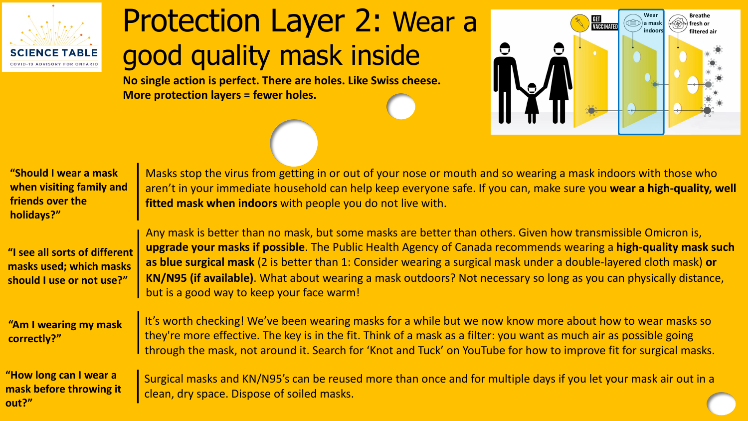# Protection Layer 2: Wear a good quality mask inside

**No single action is perfect. There are holes. Like Swiss cheese.**
**More protection layers = fewer holes.**

**"Should I wear a mask when visiting family and friends over the holidays?"**

Masks stop the virus from getting in or out of your nose or mouth and so wearing a mask indoors with those who aren't in your immediate household can help keep everyone safe. If you can, make sure you **wear a high-quality, well fitted mask when indoors** with people you do not live with.

**"I see all sorts of different masks used; which masks should I use or not use?"**

Any mask is better than no mask, but some masks are better than others. Given how transmissible Omicron is, **upgrade your masks if possible**. The Public Health Agency of Canada recommends wearing a **high-quality mask such as blue surgical mask** (2 is better than 1: Consider wearing a surgical mask under a double-layered cloth mask) **or KN/N95 (if available)**. What about wearing a mask outdoors? Not necessary so long as you can physically distance, but is a good way to keep your face warm!

**"Am I wearing my mask correctly?"**

It's worth checking! We've been wearing masks for a while but we now know more about how to wear masks so they're more effective. The key is in the fit. Think of a mask as a filter: you want as much air as possible going through the mask, not around it. Search for 'Knot and Tuck' on YouTube for how to improve fit for surgical masks.

**"How long can I wear a mask before throwing it out?"**

Surgical masks and KN/N95's can be reused more than once and for multiple days if you let your mask air out in a clean, dry space. Dispose of soiled masks.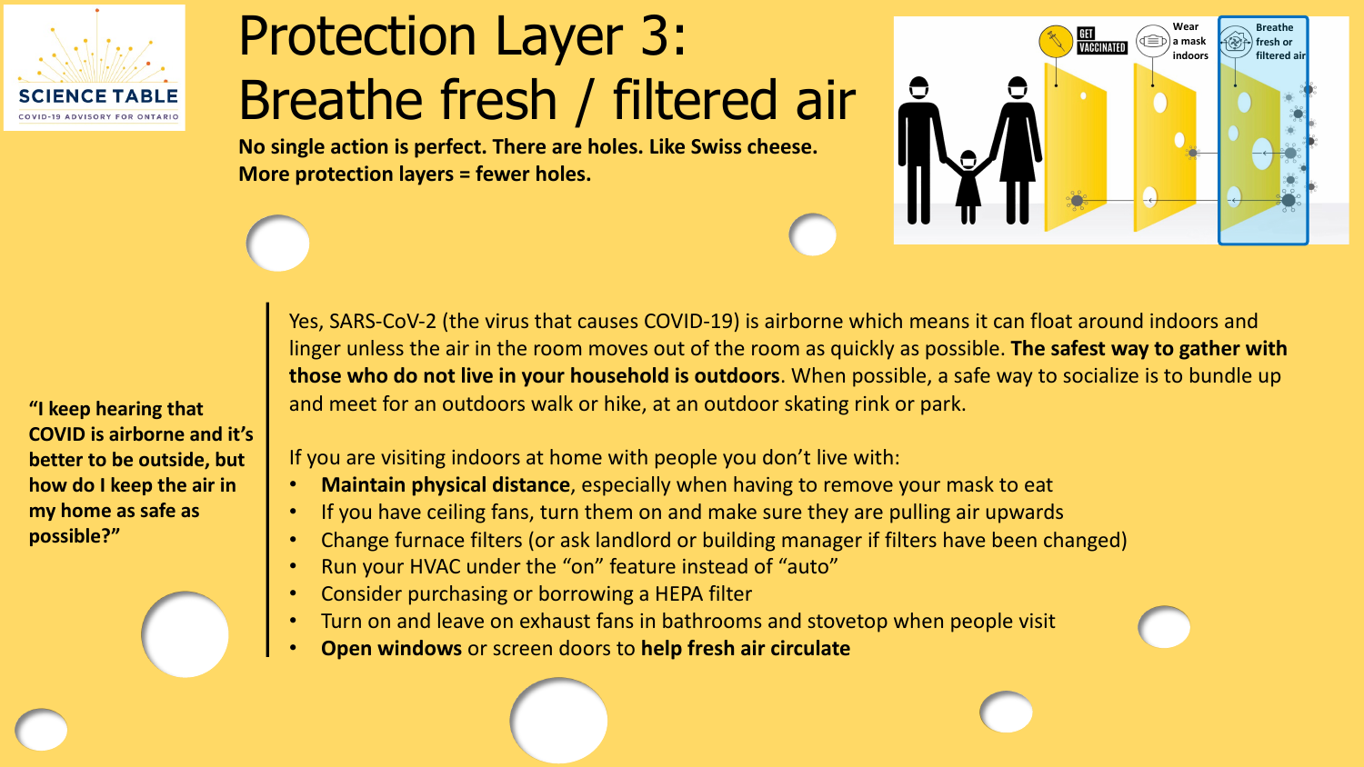# Protection Layer 3: Breathe fresh / filtered air

**No single action is perfect. There are holes. Like Swiss cheese. More protection layers = fewer holes.**

**"I keep hearing that COVID is airborne and it's better to be outside, but how do I keep the air in my home as safe as possible?"**

Yes, SARS-CoV-2 (the virus that causes COVID-19) is airborne which means it can float around indoors and linger unless the air in the room moves out of the room as quickly as possible. **The safest way to gather with those who do not live in your household is outdoors**. When possible, a safe way to socialize is to bundle up and meet for an outdoors walk or hike, at an outdoor skating rink or park.

If you are visiting indoors at home with people you don't live with:

- **Maintain physical distance**, especially when having to remove your mask to eat
- If you have ceiling fans, turn them on and make sure they are pulling air upwards
- Change furnace filters (or ask landlord or building manager if filters have been changed)
- Run your HVAC under the "on" feature instead of "auto"
- Consider purchasing or borrowing a HEPA filter
- Turn on and leave on exhaust fans in bathrooms and stovetop when people visit
- **Open windows** or screen doors to **help fresh air circulate**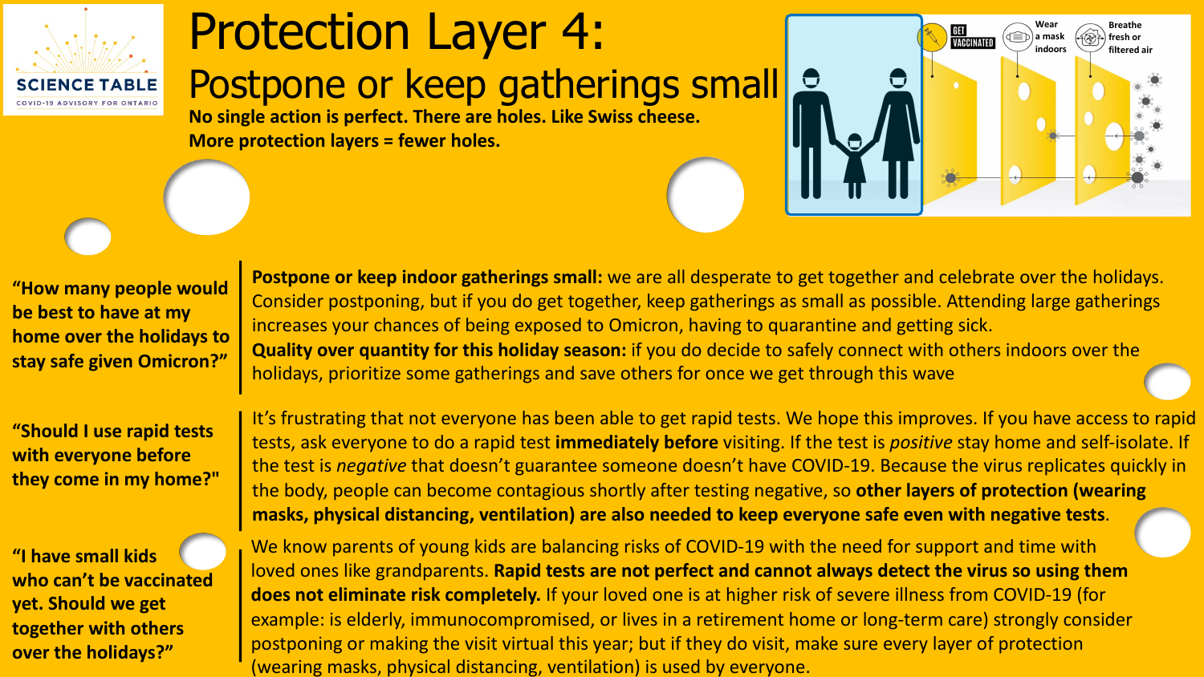# Protection Layer 4:

## Postpone or keep gatherings small

**No single action is perfect. There are holes. Like Swiss cheese.**
**More protection layers = fewer holes.**

**"How many people would be best to have at my home over the holidays to stay safe given Omicron?"**

**Postpone or keep indoor gatherings small:** we are all desperate to get together and celebrate over the holidays. Consider postponing, but if you do get together, keep gatherings as small as possible. Attending large gatherings increases your chances of being exposed to Omicron, having to quarantine and getting sick.
**Quality over quantity for this holiday season:** if you do decide to safely connect with others indoors over the holidays, prioritize some gatherings and save others for once we get through this wave

**"Should I use rapid tests with everyone before they come in my home?"**

It's frustrating that not everyone has been able to get rapid tests. We hope this improves. If you have access to rapid tests, ask everyone to do a rapid test **immediately before** visiting. If the test is *positive* stay home and self-isolate. If the test is *negative* that doesn't guarantee someone doesn't have COVID-19. Because the virus replicates quickly in the body, people can become contagious shortly after testing negative, so **other layers of protection (wearing masks, physical distancing, ventilation) are also needed to keep everyone safe even with negative tests**.

**"I have small kids who can't be vaccinated yet. Should we get together with others over the holidays?"**

We know parents of young kids are balancing risks of COVID-19 with the need for support and time with loved ones like grandparents. **Rapid tests are not perfect and cannot always detect the virus so using them does not eliminate risk completely.** If your loved one is at higher risk of severe illness from COVID-19 (for example: is elderly, immunocompromised, or lives in a retirement home or long-term care) strongly consider postponing or making the visit virtual this year; but if they do visit, make sure every layer of protection (wearing masks, physical distancing, ventilation) is used by everyone.